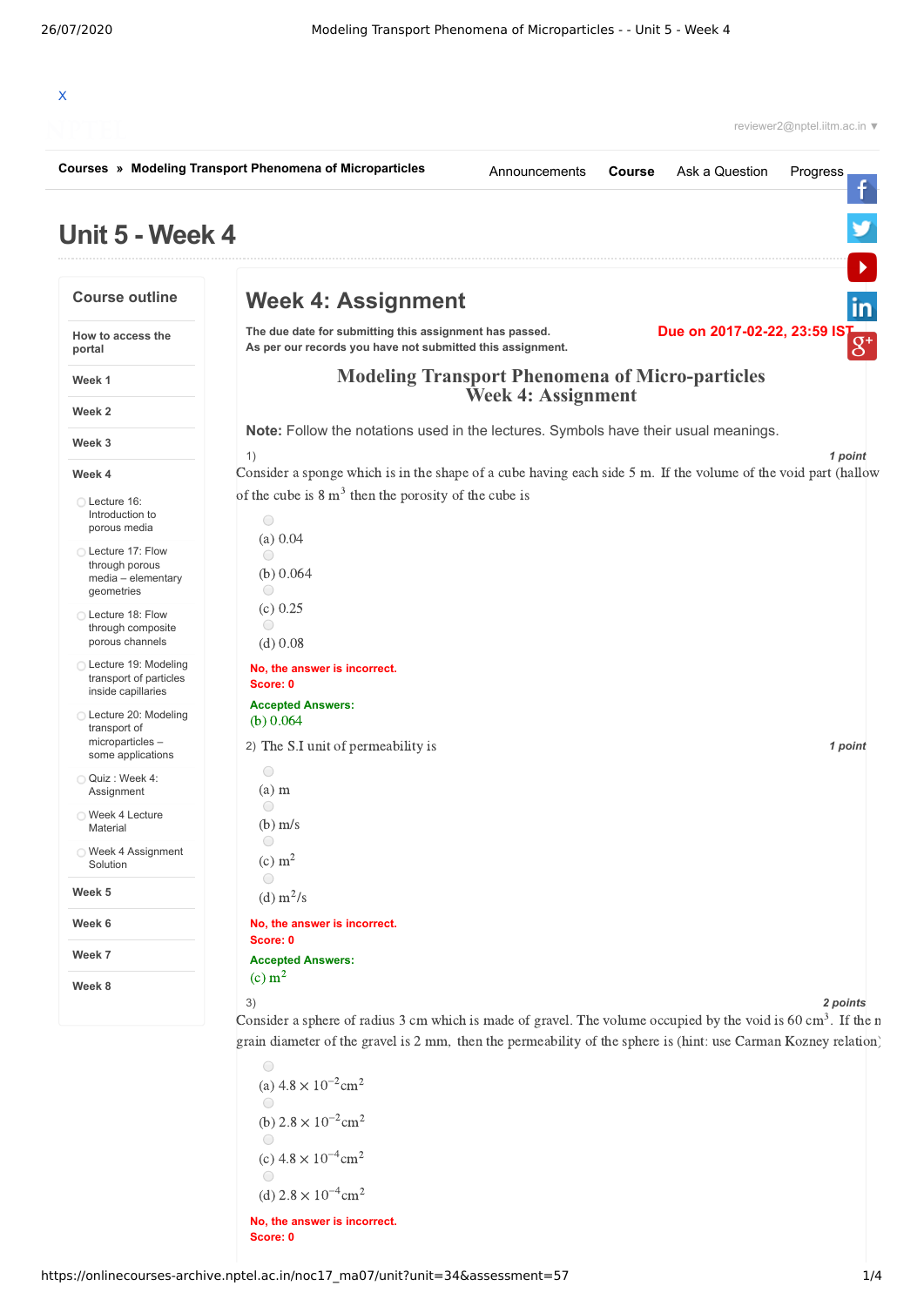# Unit 5 - Week 4

## Week 4: Assignment

**The due date for submitting this assignment has passed.**
**As per our records you have not submitted this assignment.**

**Due on 2017-02-22, 23:59 IST**

### Modeling Transport Phenomena of Micro-particles
### Week 4: Assignment

**Note:** Follow the notations used in the lectures. Symbols have their usual meanings.

1) *1 point*

Consider a sponge which is in the shape of a cube having each side 5 m. If the volume of the void part (hallow of the cube is 8 $m^3$ then the porosity of the cube is

(a) 0.04

(b) 0.064

(c) 0.25

(d) 0.08

No, the answer is incorrect.
Score: 0

Accepted Answers:
(b) 0.064

2) The S.I unit of permeability is *1 point*

(a) m

(b) m/s

(c) $m^2$

(d) $m^2/s$

No, the answer is incorrect.
Score: 0

Accepted Answers:
(c) $m^2$

3) *2 points*

Consider a sphere of radius 3 cm which is made of gravel. The volume occupied by the void is 60 $cm^3$. If the n grain diameter of the gravel is 2 mm, then the permeability of the sphere is (hint: use Carman Kozney relation)

(a) $4.8 \times 10^{-2} cm^2$

(b) $2.8 \times 10^{-2} cm^2$

(c) $4.8 \times 10^{-4} cm^2$

(d) $2.8 \times 10^{-4} cm^2$

No, the answer is incorrect.
Score: 0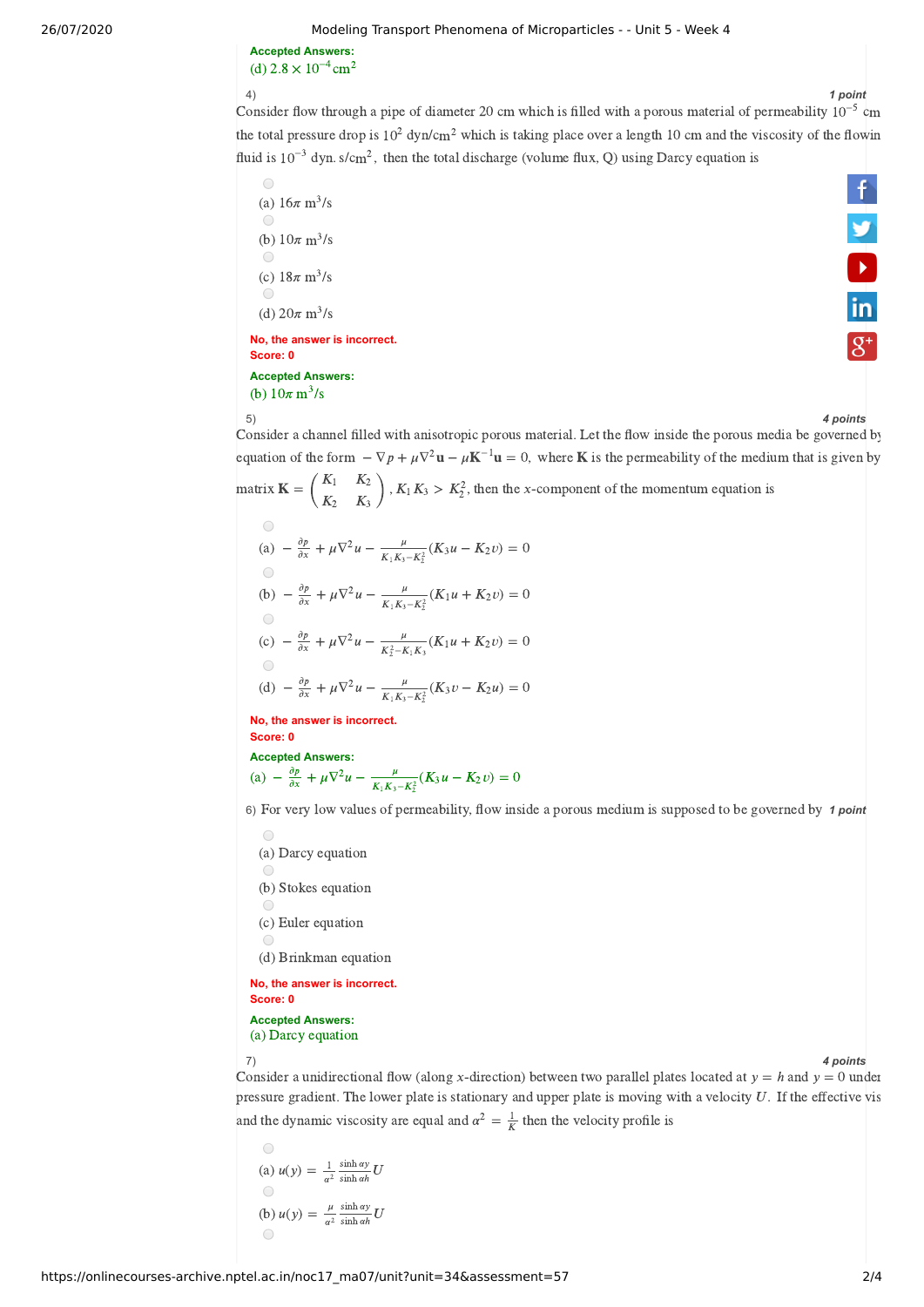**Accepted Answers:**
(d) $2.8 \times 10^{-4} \text{cm}^2$

4) *1 point*

Consider flow through a pipe of diameter 20 cm which is filled with a porous material of permeability $10^{-5}$ cm the total pressure drop is $10^2$ dyn/cm$^2$ which is taking place over a length 10 cm and the viscosity of the flowin fluid is $10^{-3}$ dyn. s/cm$^2$, then the total discharge (volume flux, Q) using Darcy equation is

(a) $16\pi \text{ m}^3/\text{s}$

(b) $10\pi \text{ m}^3/\text{s}$

(c) $18\pi \text{ m}^3/\text{s}$

(d) $20\pi \text{ m}^3/\text{s}$

No, the answer is incorrect.
Score: 0

**Accepted Answers:**
(b) $10\pi \text{ m}^3/\text{s}$

5) *4 points*

Consider a channel filled with anisotropic porous material. Let the flow inside the porous media be governed by equation of the form $-\nabla p + \mu\nabla^2\mathbf{u} - \mu\mathbf{K}^{-1}\mathbf{u} = 0$, where $\mathbf{K}$ is the permeability of the medium that is given by matrix $\mathbf{K} = \begin{pmatrix} K_1 & K_2 \\ K_2 & K_3 \end{pmatrix}$, $K_1K_3 > K_2^2$, then the $x$-component of the momentum equation is

(a) $-\frac{\partial p}{\partial x} + \mu\nabla^2 u - \frac{\mu}{K_1K_3 - K_2^2}(K_3u - K_2v) = 0$

(b) $-\frac{\partial p}{\partial x} + \mu\nabla^2 u - \frac{\mu}{K_1K_3 - K_2^2}(K_1u + K_2v) = 0$

(c) $-\frac{\partial p}{\partial x} + \mu\nabla^2 u - \frac{\mu}{K_2^2 - K_1K_3}(K_1u + K_2v) = 0$

(d) $-\frac{\partial p}{\partial x} + \mu\nabla^2 u - \frac{\mu}{K_1K_3 - K_2^2}(K_3v - K_2u) = 0$

No, the answer is incorrect.
Score: 0

**Accepted Answers:**
(a) $-\frac{\partial p}{\partial x} + \mu\nabla^2 u - \frac{\mu}{K_1K_3 - K_2^2}(K_3u - K_2v) = 0$

6) For very low values of permeability, flow inside a porous medium is supposed to be governed by *1 point*

(a) Darcy equation

(b) Stokes equation

(c) Euler equation

(d) Brinkman equation

No, the answer is incorrect.
Score: 0

**Accepted Answers:**
(a) Darcy equation

7) *4 points*

Consider a unidirectional flow (along $x$-direction) between two parallel plates located at $y = h$ and $y = 0$ under pressure gradient. The lower plate is stationary and upper plate is moving with a velocity $U$. If the effective vis and the dynamic viscosity are equal and $\alpha^2 = \frac{1}{K}$ then the velocity profile is

(a) $u(y) = \frac{1}{\alpha^2}\frac{\sinh \alpha y}{\sinh \alpha h}U$

(b) $u(y) = \frac{\mu}{\alpha^2}\frac{\sinh \alpha y}{\sinh \alpha h}U$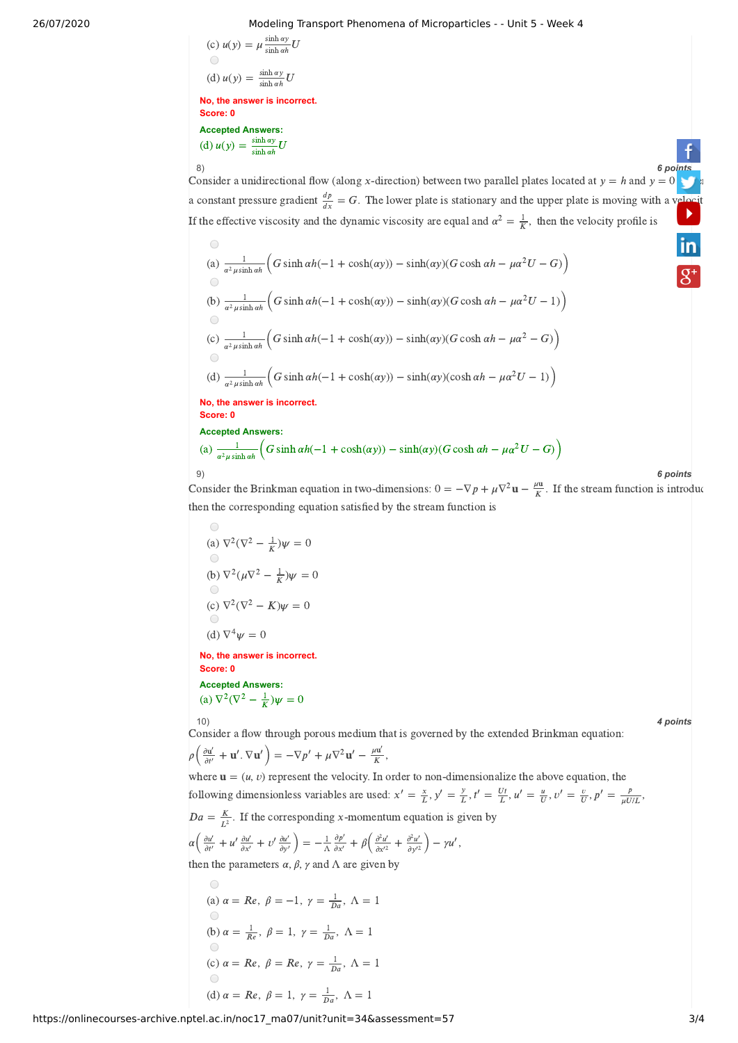(c) $u(y) = \mu \frac{\sinh \alpha y}{\sinh \alpha h} U$

(d) $u(y) = \frac{\sinh \alpha y}{\sinh \alpha h} U$

**No, the answer is incorrect.**
**Score: 0**

**Accepted Answers:**
(d) $u(y) = \frac{\sinh \alpha y}{\sinh \alpha h} U$

8) *6 points*

Consider a unidirectional flow (along $x$-direction) between two parallel plates located at $y = h$ and $y = 0$ a constant pressure gradient $\frac{dp}{dx} = G$. The lower plate is stationary and the upper plate is moving with a velocit If the effective viscosity and the dynamic viscosity are equal and $\alpha^2 = \frac{1}{K}$, then the velocity profile is

(a) $\frac{1}{\alpha^2 \mu \sinh \alpha h}\Big(G \sinh \alpha h(-1 + \cosh(\alpha y)) - \sinh(\alpha y)(G \cosh \alpha h - \mu\alpha^2 U - G)\Big)$

(b) $\frac{1}{\alpha^2 \mu \sinh \alpha h}\Big(G \sinh \alpha h(-1 + \cosh(\alpha y)) - \sinh(\alpha y)(G \cosh \alpha h - \mu\alpha^2 U - 1)\Big)$

(c) $\frac{1}{\alpha^2 \mu \sinh \alpha h}\Big(G \sinh \alpha h(-1 + \cosh(\alpha y)) - \sinh(\alpha y)(G \cosh \alpha h - \mu\alpha^2 - G)\Big)$

(d) $\frac{1}{\alpha^2 \mu \sinh \alpha h}\Big(G \sinh \alpha h(-1 + \cosh(\alpha y)) - \sinh(\alpha y)(\cosh \alpha h - \mu\alpha^2 U - 1)\Big)$

**No, the answer is incorrect.**
**Score: 0**

**Accepted Answers:**
(a) $\frac{1}{\alpha^2 \mu \sinh \alpha h}\Big(G \sinh \alpha h(-1 + \cosh(\alpha y)) - \sinh(\alpha y)(G \cosh \alpha h - \mu\alpha^2 U - G)\Big)$

9) *6 points*

Consider the Brinkman equation in two-dimensions: $0 = -\nabla p + \mu \nabla^2 \mathbf{u} - \frac{\mu \mathbf{u}}{K}$. If the stream function is introduc then the corresponding equation satisfied by the stream function is

(a) $\nabla^2(\nabla^2 - \frac{1}{K})\psi = 0$

(b) $\nabla^2(\mu\nabla^2 - \frac{1}{K})\psi = 0$

(c) $\nabla^2(\nabla^2 - K)\psi = 0$

(d) $\nabla^4 \psi = 0$

**No, the answer is incorrect.**
**Score: 0**

**Accepted Answers:**
(a) $\nabla^2(\nabla^2 - \frac{1}{K})\psi = 0$

10) *4 points*

Consider a flow through porous medium that is governed by the extended Brinkman equation:

$\rho\left(\frac{\partial \mathbf{u}'}{\partial t'} + \mathbf{u}'.\nabla \mathbf{u}'\right) = -\nabla p' + \mu \nabla^2 \mathbf{u}' - \frac{\mu \mathbf{u}'}{K}$,

where $\mathbf{u} = (u, v)$ represent the velocity. In order to non-dimensionalize the above equation, the following dimensionless variables are used: $x' = \frac{x}{L}, y' = \frac{y}{L}, t' = \frac{Ut}{L}, u' = \frac{u}{U}, v' = \frac{v}{U}, p' = \frac{p}{\mu U/L}$,

$Da = \frac{K}{L^2}$. If the corresponding $x$-momentum equation is given by

$\alpha\left(\frac{\partial u'}{\partial t'} + u'\frac{\partial u'}{\partial x'} + v'\frac{\partial u'}{\partial y'}\right) = -\frac{1}{\Lambda}\frac{\partial p'}{\partial x'} + \beta\left(\frac{\partial^2 u'}{\partial x'^2} + \frac{\partial^2 u'}{\partial y'^2}\right) - \gamma u'$,

then the parameters $\alpha, \beta, \gamma$ and $\Lambda$ are given by

(a) $\alpha = Re,\ \beta = -1,\ \gamma = \frac{1}{Da},\ \Lambda = 1$

(b) $\alpha = \frac{1}{Re},\ \beta = 1,\ \gamma = \frac{1}{Da},\ \Lambda = 1$

(c) $\alpha = Re,\ \beta = Re,\ \gamma = \frac{1}{Da},\ \Lambda = 1$

(d) $\alpha = Re,\ \beta = 1,\ \gamma = \frac{1}{Da},\ \Lambda = 1$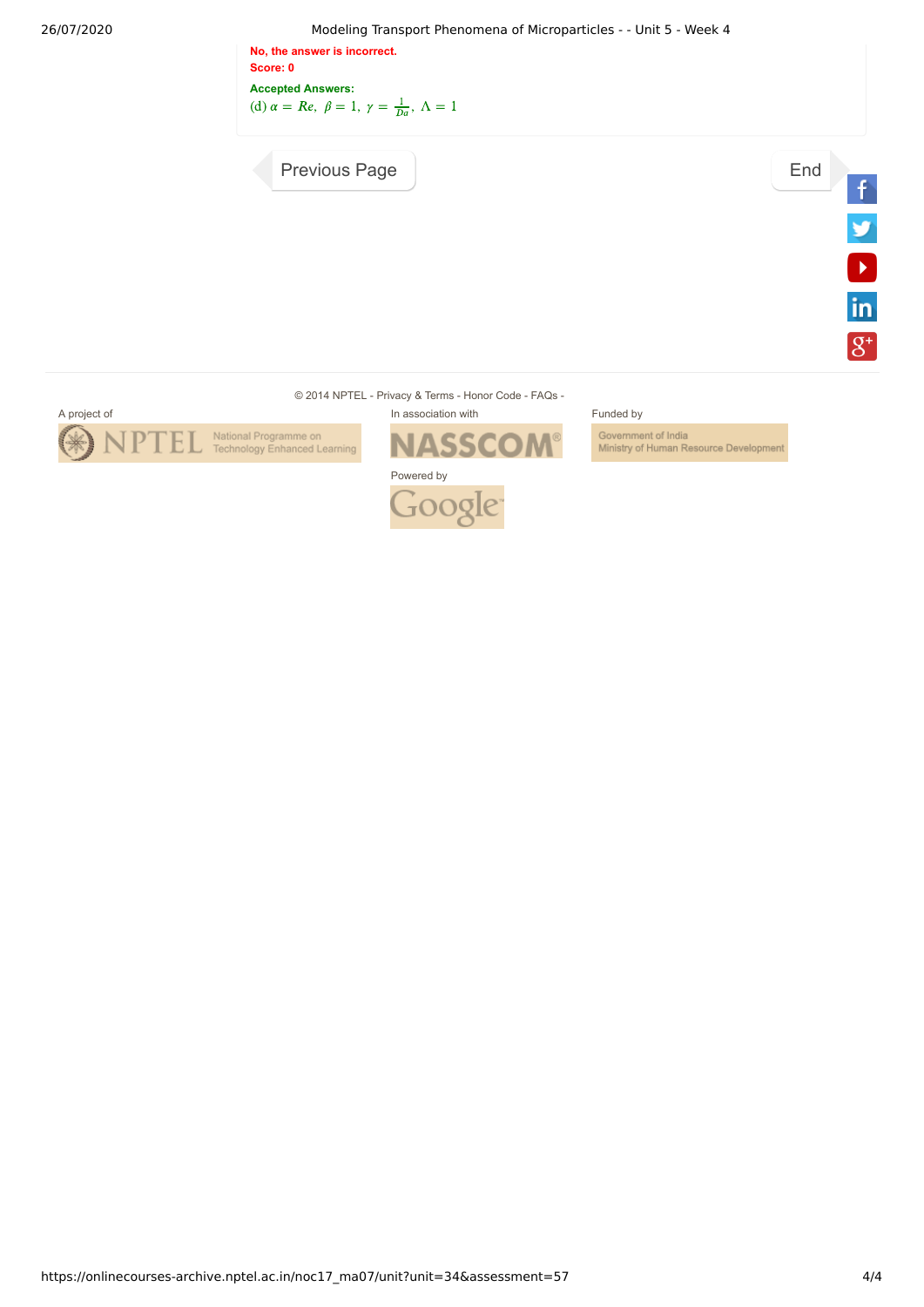No, the answer is incorrect.
Score: 0

**Accepted Answers:**
(d) $\alpha = Re, \ \beta = 1, \ \gamma = \frac{1}{Da}, \ \Lambda = 1$

Previous Page

End

© 2014 NPTEL - Privacy & Terms - Honor Code - FAQs -

A project of

In association with

Funded by

Powered by